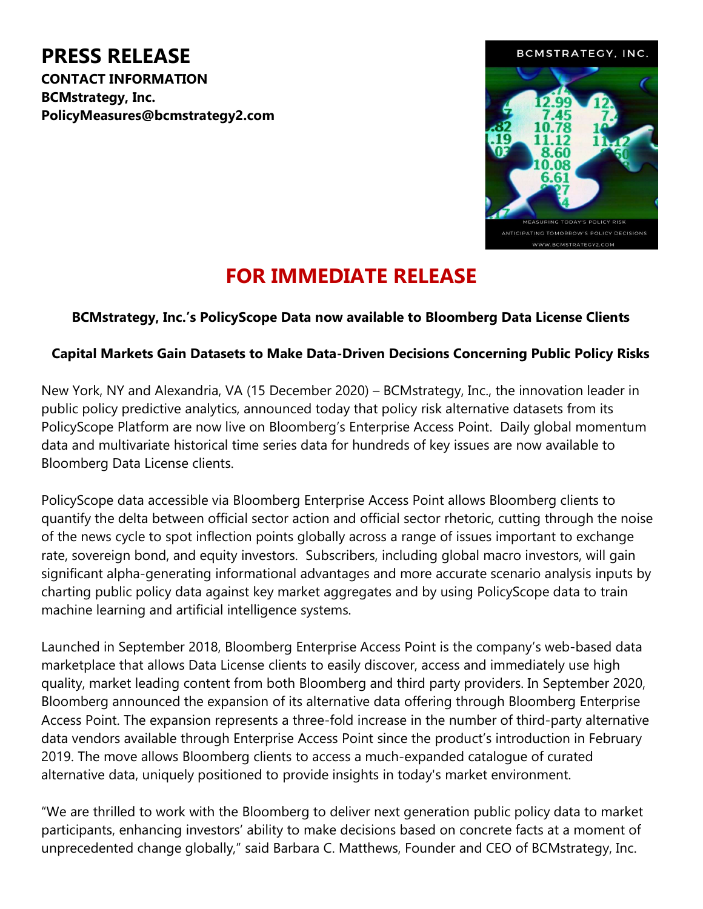# PRESS RELEASE

**CONTACT INFORMATION**
**BCMstrategy, Inc.**
**PolicyMeasures@bcmstrategy2.com**

## FOR IMMEDIATE RELEASE

**BCMstrategy, Inc.'s PolicyScope Data now available to Bloomberg Data License Clients**

**Capital Markets Gain Datasets to Make Data-Driven Decisions Concerning Public Policy Risks**

New York, NY and Alexandria, VA (15 December 2020) – BCMstrategy, Inc., the innovation leader in public policy predictive analytics, announced today that policy risk alternative datasets from its PolicyScope Platform are now live on Bloomberg's Enterprise Access Point. Daily global momentum data and multivariate historical time series data for hundreds of key issues are now available to Bloomberg Data License clients.

PolicyScope data accessible via Bloomberg Enterprise Access Point allows Bloomberg clients to quantify the delta between official sector action and official sector rhetoric, cutting through the noise of the news cycle to spot inflection points globally across a range of issues important to exchange rate, sovereign bond, and equity investors. Subscribers, including global macro investors, will gain significant alpha-generating informational advantages and more accurate scenario analysis inputs by charting public policy data against key market aggregates and by using PolicyScope data to train machine learning and artificial intelligence systems.

Launched in September 2018, Bloomberg Enterprise Access Point is the company's web-based data marketplace that allows Data License clients to easily discover, access and immediately use high quality, market leading content from both Bloomberg and third party providers. In September 2020, Bloomberg announced the expansion of its alternative data offering through Bloomberg Enterprise Access Point. The expansion represents a three-fold increase in the number of third-party alternative data vendors available through Enterprise Access Point since the product's introduction in February 2019. The move allows Bloomberg clients to access a much-expanded catalogue of curated alternative data, uniquely positioned to provide insights in today's market environment.

"We are thrilled to work with the Bloomberg to deliver next generation public policy data to market participants, enhancing investors' ability to make decisions based on concrete facts at a moment of unprecedented change globally," said Barbara C. Matthews, Founder and CEO of BCMstrategy, Inc.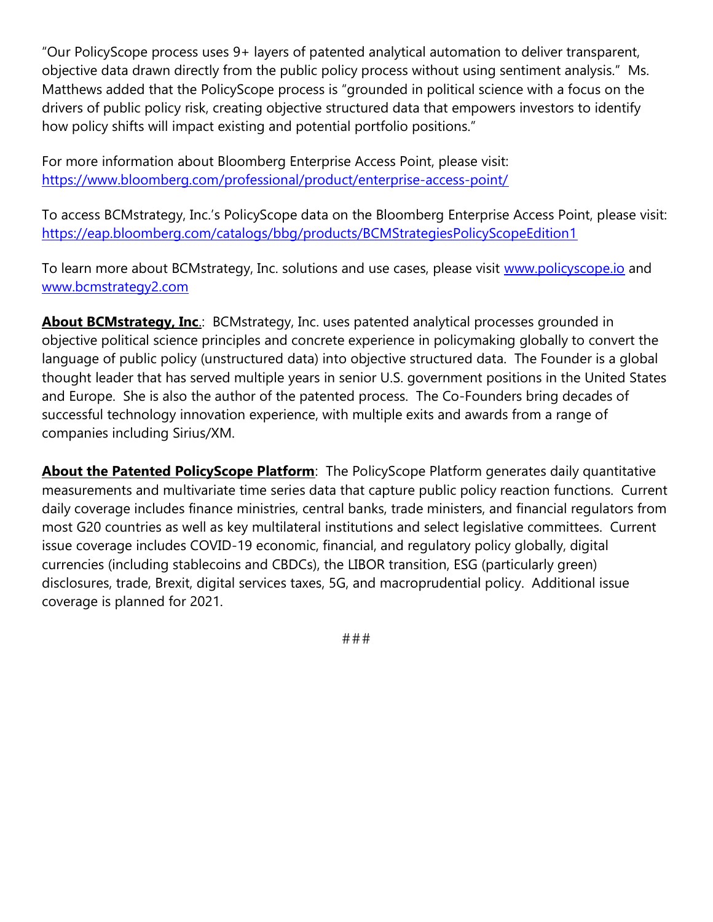"Our PolicyScope process uses 9+ layers of patented analytical automation to deliver transparent, objective data drawn directly from the public policy process without using sentiment analysis." Ms. Matthews added that the PolicyScope process is "grounded in political science with a focus on the drivers of public policy risk, creating objective structured data that empowers investors to identify how policy shifts will impact existing and potential portfolio positions."

For more information about Bloomberg Enterprise Access Point, please visit: https://www.bloomberg.com/professional/product/enterprise-access-point/

To access BCMstrategy, Inc.'s PolicyScope data on the Bloomberg Enterprise Access Point, please visit: https://eap.bloomberg.com/catalogs/bbg/products/BCMStrategiesPolicyScopeEdition1

To learn more about BCMstrategy, Inc. solutions and use cases, please visit www.policyscope.io and www.bcmstrategy2.com

**About BCMstrategy, Inc**.: BCMstrategy, Inc. uses patented analytical processes grounded in objective political science principles and concrete experience in policymaking globally to convert the language of public policy (unstructured data) into objective structured data. The Founder is a global thought leader that has served multiple years in senior U.S. government positions in the United States and Europe. She is also the author of the patented process. The Co-Founders bring decades of successful technology innovation experience, with multiple exits and awards from a range of companies including Sirius/XM.

**About the Patented PolicyScope Platform**: The PolicyScope Platform generates daily quantitative measurements and multivariate time series data that capture public policy reaction functions. Current daily coverage includes finance ministries, central banks, trade ministers, and financial regulators from most G20 countries as well as key multilateral institutions and select legislative committees. Current issue coverage includes COVID-19 economic, financial, and regulatory policy globally, digital currencies (including stablecoins and CBDCs), the LIBOR transition, ESG (particularly green) disclosures, trade, Brexit, digital services taxes, 5G, and macroprudential policy. Additional issue coverage is planned for 2021.

###